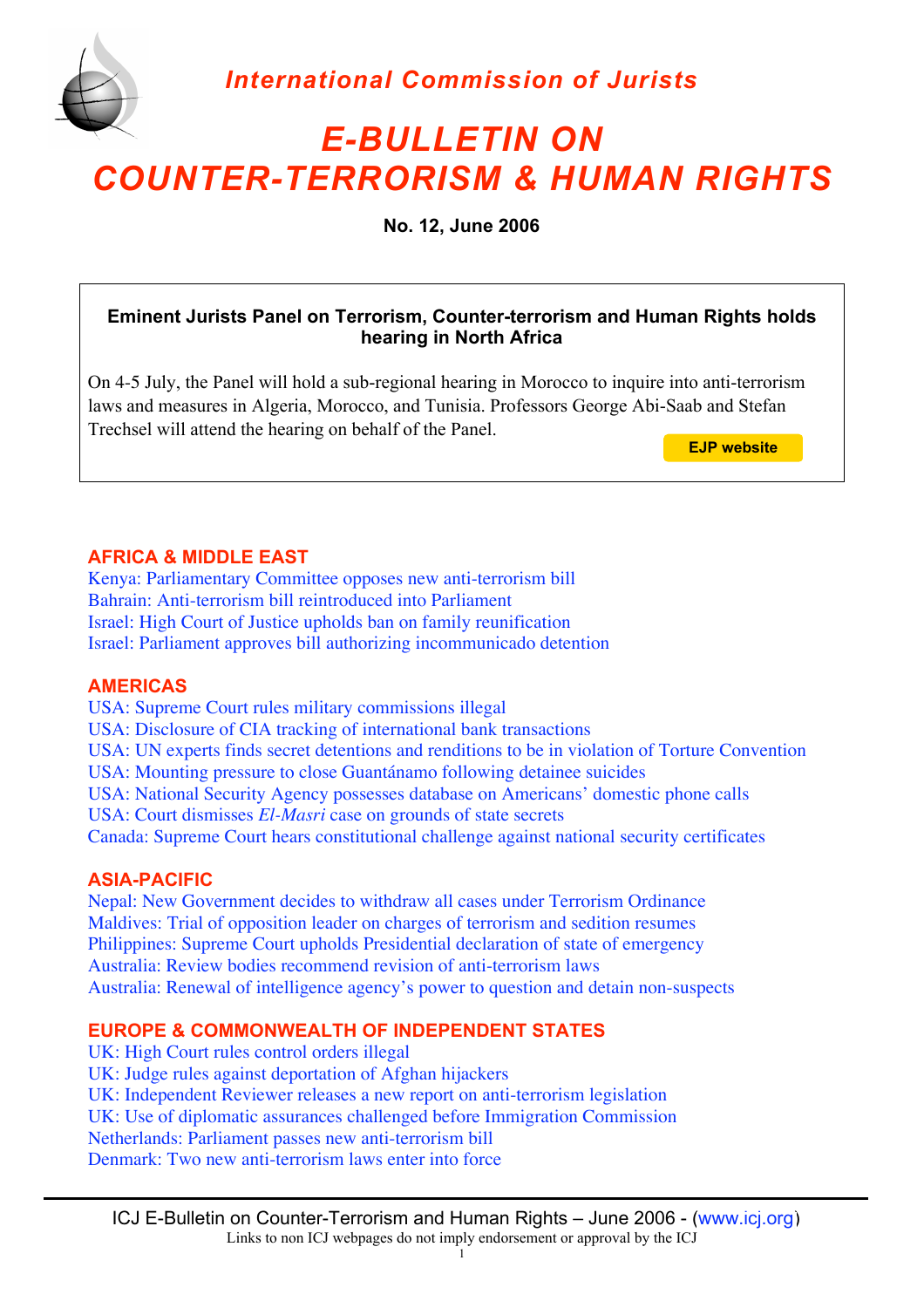*International Commission of Jurists*

# *E-BULLETIN ON COUNTER-TERRORISM & HUMAN RIGHTS*

**No. 12, June 2006**

**Eminent Jurists Panel on Terrorism, Counter-terrorism and Human Rights holds hearing in North Africa**

On 4-5 July, the Panel will hold a sub-regional hearing in Morocco to inquire into anti-terrorism laws and measures in Algeria, Morocco, and Tunisia. Professors George Abi-Saab and Stefan Trechsel will attend the hearing on behalf of the Panel.

**EJP website**

## AFRICA & MIDDLE EAST

- Kenya: Parliamentary Committee opposes new anti-terrorism bill
- Bahrain: Anti-terrorism bill reintroduced into Parliament
- Israel: High Court of Justice upholds ban on family reunification
- Israel: Parliament approves bill authorizing incommunicado detention

## AMERICAS

- USA: Supreme Court rules military commissions illegal
- USA: Disclosure of CIA tracking of international bank transactions
- USA: UN experts finds secret detentions and renditions to be in violation of Torture Convention
- USA: Mounting pressure to close Guantánamo following detainee suicides
- USA: National Security Agency possesses database on Americans' domestic phone calls
- USA: Court dismisses *El-Masri* case on grounds of state secrets
- Canada: Supreme Court hears constitutional challenge against national security certificates

## ASIA-PACIFIC

- Nepal: New Government decides to withdraw all cases under Terrorism Ordinance
- Maldives: Trial of opposition leader on charges of terrorism and sedition resumes
- Philippines: Supreme Court upholds Presidential declaration of state of emergency
- Australia: Review bodies recommend revision of anti-terrorism laws
- Australia: Renewal of intelligence agency's power to question and detain non-suspects

## EUROPE & COMMONWEALTH OF INDEPENDENT STATES

- UK: High Court rules control orders illegal
- UK: Judge rules against deportation of Afghan hijackers
- UK: Independent Reviewer releases a new report on anti-terrorism legislation
- UK: Use of diplomatic assurances challenged before Immigration Commission
- Netherlands: Parliament passes new anti-terrorism bill
- Denmark: Two new anti-terrorism laws enter into force

ICJ E-Bulletin on Counter-Terrorism and Human Rights – June 2006 - (www.icj.org)
Links to non ICJ webpages do not imply endorsement or approval by the ICJ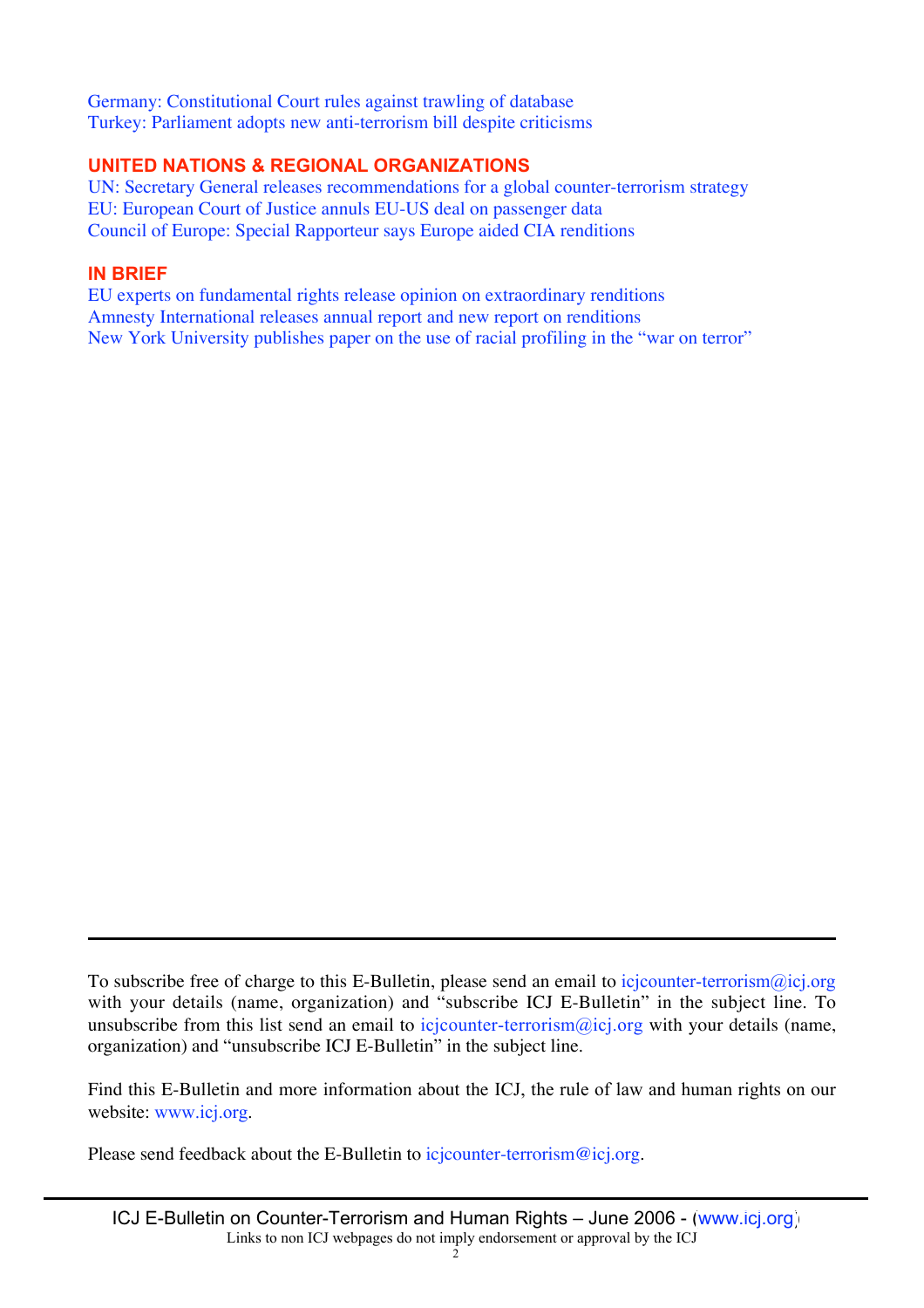Germany: Constitutional Court rules against trawling of database
Turkey: Parliament adopts new anti-terrorism bill despite criticisms

## UNITED NATIONS & REGIONAL ORGANIZATIONS

UN: Secretary General releases recommendations for a global counter-terrorism strategy
EU: European Court of Justice annuls EU-US deal on passenger data
Council of Europe: Special Rapporteur says Europe aided CIA renditions

## IN BRIEF

EU experts on fundamental rights release opinion on extraordinary renditions
Amnesty International releases annual report and new report on renditions
New York University publishes paper on the use of racial profiling in the "war on terror"

---

To subscribe free of charge to this E-Bulletin, please send an email to icjcounter-terrorism@icj.org with your details (name, organization) and "subscribe ICJ E-Bulletin" in the subject line. To unsubscribe from this list send an email to icjcounter-terrorism@icj.org with your details (name, organization) and "unsubscribe ICJ E-Bulletin" in the subject line.

Find this E-Bulletin and more information about the ICJ, the rule of law and human rights on our website: www.icj.org.

Please send feedback about the E-Bulletin to icjcounter-terrorism@icj.org.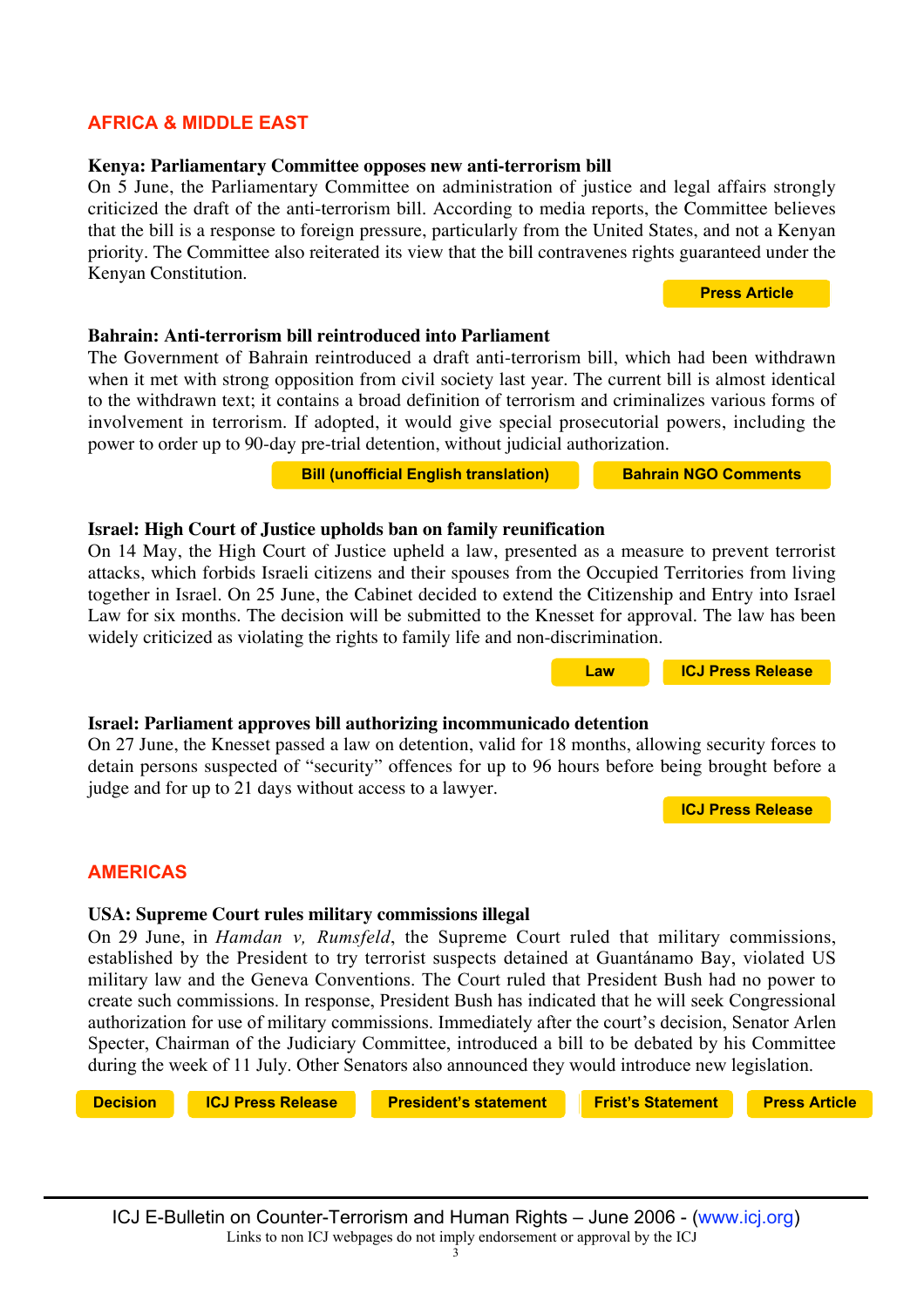## AFRICA & MIDDLE EAST

### Kenya: Parliamentary Committee opposes new anti-terrorism bill

On 5 June, the Parliamentary Committee on administration of justice and legal affairs strongly criticized the draft of the anti-terrorism bill. According to media reports, the Committee believes that the bill is a response to foreign pressure, particularly from the United States, and not a Kenyan priority. The Committee also reiterated its view that the bill contravenes rights guaranteed under the Kenyan Constitution.

Press Article

### Bahrain: Anti-terrorism bill reintroduced into Parliament

The Government of Bahrain reintroduced a draft anti-terrorism bill, which had been withdrawn when it met with strong opposition from civil society last year. The current bill is almost identical to the withdrawn text; it contains a broad definition of terrorism and criminalizes various forms of involvement in terrorism. If adopted, it would give special prosecutorial powers, including the power to order up to 90-day pre-trial detention, without judicial authorization.

Bill (unofficial English translation) | Bahrain NGO Comments

### Israel: High Court of Justice upholds ban on family reunification

On 14 May, the High Court of Justice upheld a law, presented as a measure to prevent terrorist attacks, which forbids Israeli citizens and their spouses from the Occupied Territories from living together in Israel. On 25 June, the Cabinet decided to extend the Citizenship and Entry into Israel Law for six months. The decision will be submitted to the Knesset for approval. The law has been widely criticized as violating the rights to family life and non-discrimination.

Law | ICJ Press Release

### Israel: Parliament approves bill authorizing incommunicado detention

On 27 June, the Knesset passed a law on detention, valid for 18 months, allowing security forces to detain persons suspected of "security" offences for up to 96 hours before being brought before a judge and for up to 21 days without access to a lawyer.

ICJ Press Release

## AMERICAS

### USA: Supreme Court rules military commissions illegal

On 29 June, in *Hamdan v, Rumsfeld*, the Supreme Court ruled that military commissions, established by the President to try terrorist suspects detained at Guantánamo Bay, violated US military law and the Geneva Conventions. The Court ruled that President Bush had no power to create such commissions. In response, President Bush has indicated that he will seek Congressional authorization for use of military commissions. Immediately after the court's decision, Senator Arlen Specter, Chairman of the Judiciary Committee, introduced a bill to be debated by his Committee during the week of 11 July. Other Senators also announced they would introduce new legislation.

Decision | ICJ Press Release | President's statement | Frist's Statement | Press Article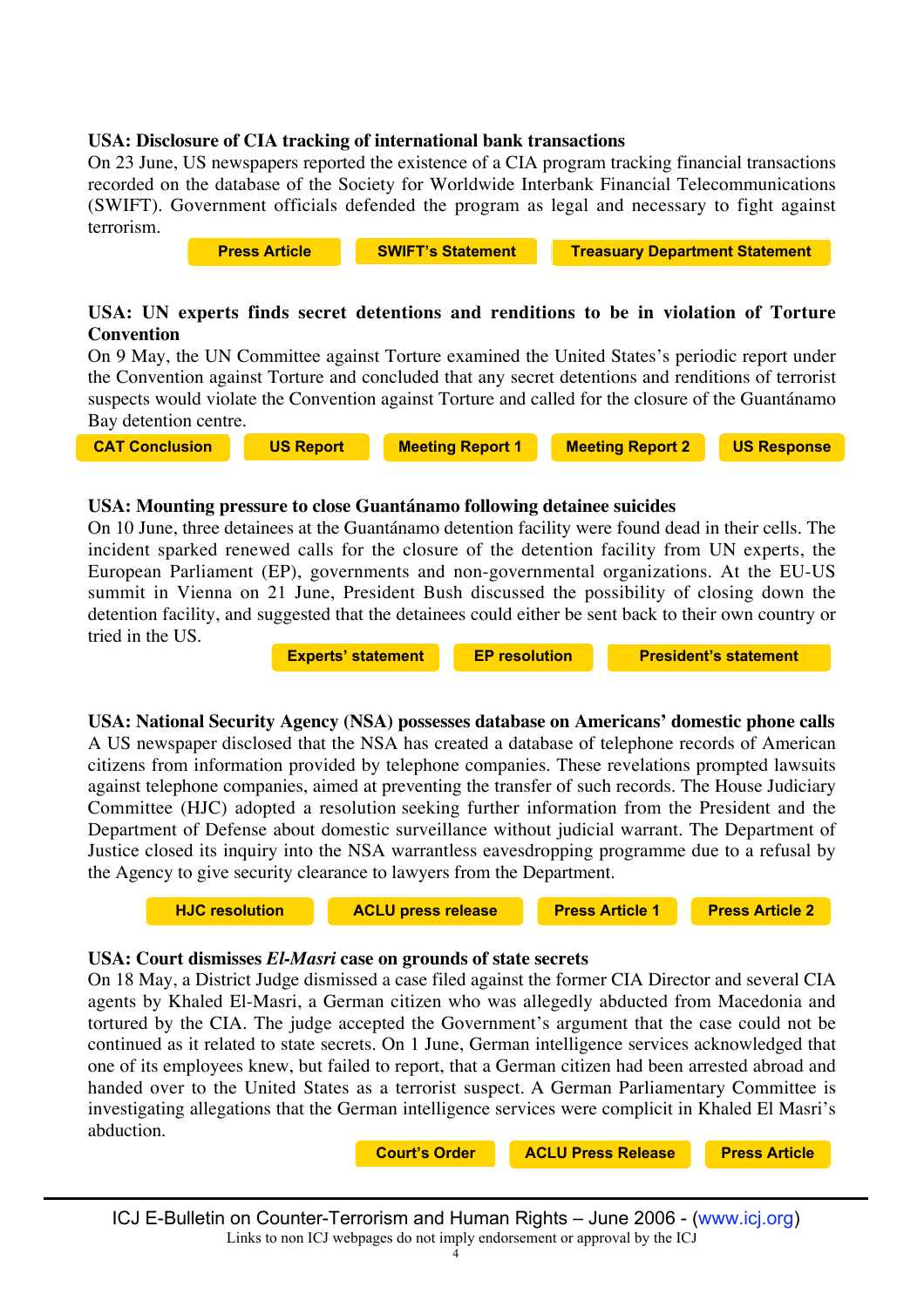### USA: Disclosure of CIA tracking of international bank transactions

On 23 June, US newspapers reported the existence of a CIA program tracking financial transactions recorded on the database of the Society for Worldwide Interbank Financial Telecommunications (SWIFT). Government officials defended the program as legal and necessary to fight against terrorism.

**Press Article** | **SWIFT's Statement** | **Treasury Department Statement**

### USA: UN experts finds secret detentions and renditions to be in violation of Torture Convention

On 9 May, the UN Committee against Torture examined the United States's periodic report under the Convention against Torture and concluded that any secret detentions and renditions of terrorist suspects would violate the Convention against Torture and called for the closure of the Guantánamo Bay detention centre.

**CAT Conclusion** | **US Report** | **Meeting Report 1** | **Meeting Report 2** | **US Response**

### USA: Mounting pressure to close Guantánamo following detainee suicides

On 10 June, three detainees at the Guantánamo detention facility were found dead in their cells. The incident sparked renewed calls for the closure of the detention facility from UN experts, the European Parliament (EP), governments and non-governmental organizations. At the EU-US summit in Vienna on 21 June, President Bush discussed the possibility of closing down the detention facility, and suggested that the detainees could either be sent back to their own country or tried in the US.

**Experts' statement** | **EP resolution** | **President's statement**

### USA: National Security Agency (NSA) possesses database on Americans' domestic phone calls

A US newspaper disclosed that the NSA has created a database of telephone records of American citizens from information provided by telephone companies. These revelations prompted lawsuits against telephone companies, aimed at preventing the transfer of such records. The House Judiciary Committee (HJC) adopted a resolution seeking further information from the President and the Department of Defense about domestic surveillance without judicial warrant. The Department of Justice closed its inquiry into the NSA warrantless eavesdropping programme due to a refusal by the Agency to give security clearance to lawyers from the Department.

**HJC resolution** | **ACLU press release** | **Press Article 1** | **Press Article 2**

### USA: Court dismisses *El-Masri* case on grounds of state secrets

On 18 May, a District Judge dismissed a case filed against the former CIA Director and several CIA agents by Khaled El-Masri, a German citizen who was allegedly abducted from Macedonia and tortured by the CIA. The judge accepted the Government's argument that the case could not be continued as it related to state secrets. On 1 June, German intelligence services acknowledged that one of its employees knew, but failed to report, that a German citizen had been arrested abroad and handed over to the United States as a terrorist suspect. A German Parliamentary Committee is investigating allegations that the German intelligence services were complicit in Khaled El Masri's abduction.

**Court's Order** | **ACLU Press Release** | **Press Article**

ICJ E-Bulletin on Counter-Terrorism and Human Rights – June 2006 - (www.icj.org)

Links to non ICJ webpages do not imply endorsement or approval by the ICJ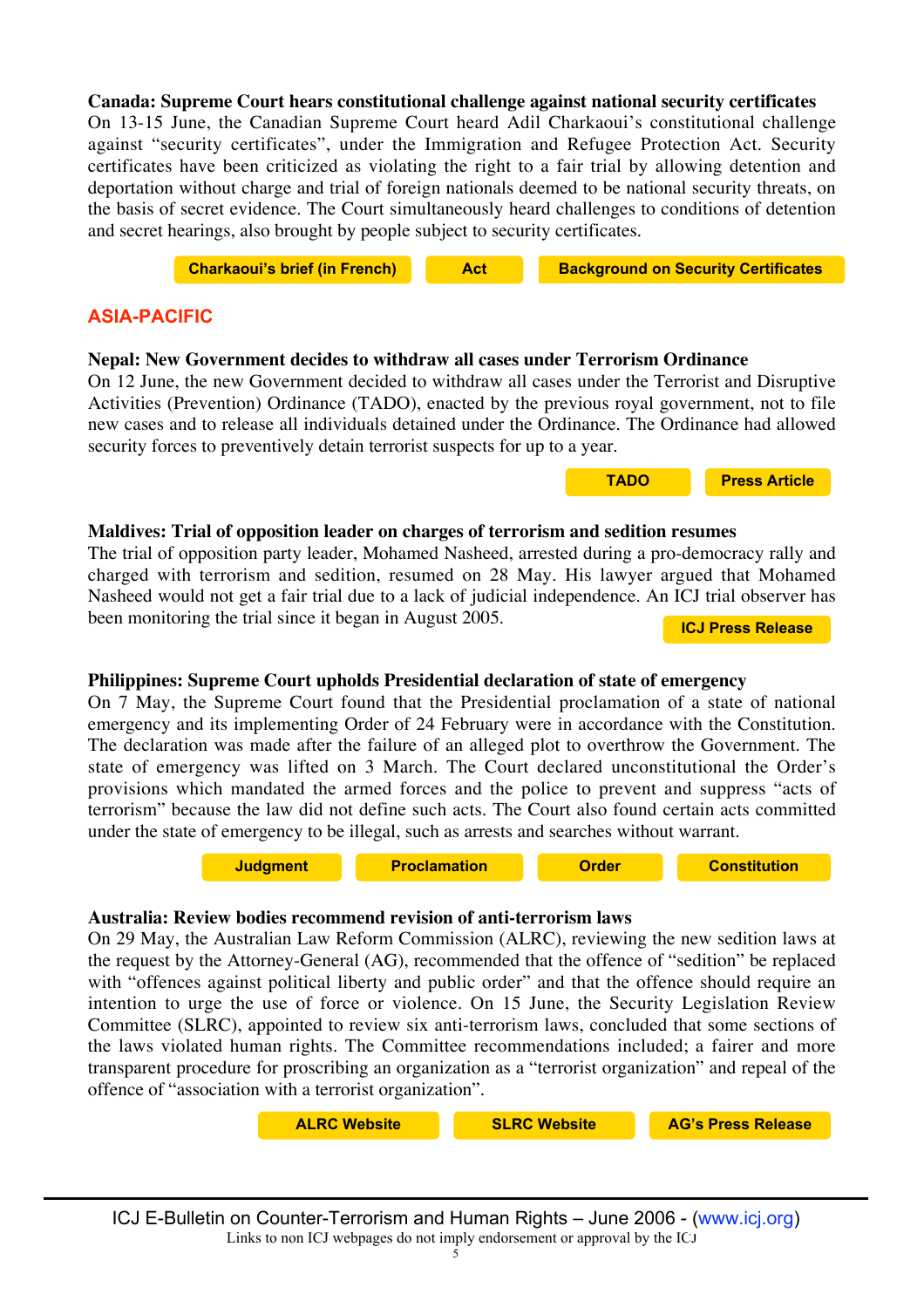**Canada: Supreme Court hears constitutional challenge against national security certificates**
On 13-15 June, the Canadian Supreme Court heard Adil Charkaoui's constitutional challenge against "security certificates", under the Immigration and Refugee Protection Act. Security certificates have been criticized as violating the right to a fair trial by allowing detention and deportation without charge and trial of foreign nationals deemed to be national security threats, on the basis of secret evidence. The Court simultaneously heard challenges to conditions of detention and secret hearings, also brought by people subject to security certificates.

**Charkaoui's brief (in French)** | **Act** | **Background on Security Certificates**

## ASIA-PACIFIC

**Nepal: New Government decides to withdraw all cases under Terrorism Ordinance**
On 12 June, the new Government decided to withdraw all cases under the Terrorist and Disruptive Activities (Prevention) Ordinance (TADO), enacted by the previous royal government, not to file new cases and to release all individuals detained under the Ordinance. The Ordinance had allowed security forces to preventively detain terrorist suspects for up to a year.

**TADO** | **Press Article**

**Maldives: Trial of opposition leader on charges of terrorism and sedition resumes**
The trial of opposition party leader, Mohamed Nasheed, arrested during a pro-democracy rally and charged with terrorism and sedition, resumed on 28 May. His lawyer argued that Mohamed Nasheed would not get a fair trial due to a lack of judicial independence. An ICJ trial observer has been monitoring the trial since it began in August 2005.

**ICJ Press Release**

**Philippines: Supreme Court upholds Presidential declaration of state of emergency**
On 7 May, the Supreme Court found that the Presidential proclamation of a state of national emergency and its implementing Order of 24 February were in accordance with the Constitution. The declaration was made after the failure of an alleged plot to overthrow the Government. The state of emergency was lifted on 3 March. The Court declared unconstitutional the Order's provisions which mandated the armed forces and the police to prevent and suppress "acts of terrorism" because the law did not define such acts. The Court also found certain acts committed under the state of emergency to be illegal, such as arrests and searches without warrant.

**Judgment** | **Proclamation** | **Order** | **Constitution**

**Australia: Review bodies recommend revision of anti-terrorism laws**
On 29 May, the Australian Law Reform Commission (ALRC), reviewing the new sedition laws at the request by the Attorney-General (AG), recommended that the offence of "sedition" be replaced with "offences against political liberty and public order" and that the offence should require an intention to urge the use of force or violence. On 15 June, the Security Legislation Review Committee (SLRC), appointed to review six anti-terrorism laws, concluded that some sections of the laws violated human rights. The Committee recommendations included; a fairer and more transparent procedure for proscribing an organization as a "terrorist organization" and repeal of the offence of "association with a terrorist organization".

**ALRC Website** | **SLRC Website** | **AG's Press Release**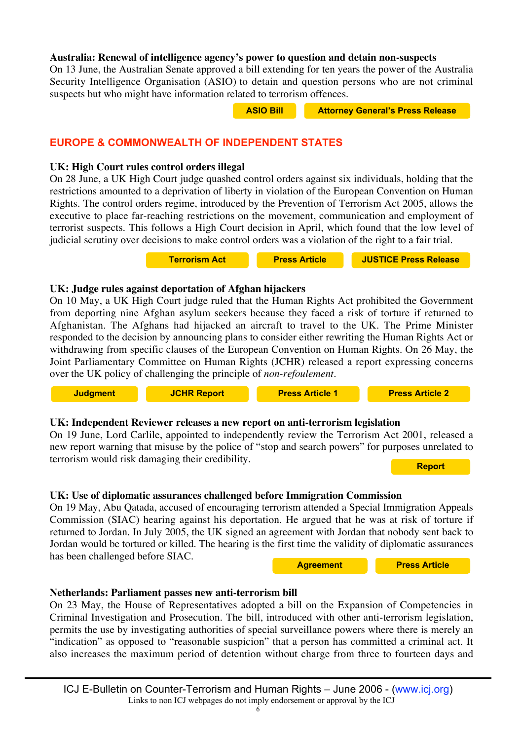**Australia: Renewal of intelligence agency's power to question and detain non-suspects**

On 13 June, the Australian Senate approved a bill extending for ten years the power of the Australia Security Intelligence Organisation (ASIO) to detain and question persons who are not criminal suspects but who might have information related to terrorism offences.

ASIO Bill | Attorney General's Press Release

## EUROPE & COMMONWEALTH OF INDEPENDENT STATES

**UK: High Court rules control orders illegal**

On 28 June, a UK High Court judge quashed control orders against six individuals, holding that the restrictions amounted to a deprivation of liberty in violation of the European Convention on Human Rights. The control orders regime, introduced by the Prevention of Terrorism Act 2005, allows the executive to place far-reaching restrictions on the movement, communication and employment of terrorist suspects. This follows a High Court decision in April, which found that the low level of judicial scrutiny over decisions to make control orders was a violation of the right to a fair trial.

Terrorism Act | Press Article | JUSTICE Press Release

**UK: Judge rules against deportation of Afghan hijackers**

On 10 May, a UK High Court judge ruled that the Human Rights Act prohibited the Government from deporting nine Afghan asylum seekers because they faced a risk of torture if returned to Afghanistan. The Afghans had hijacked an aircraft to travel to the UK. The Prime Minister responded to the decision by announcing plans to consider either rewriting the Human Rights Act or withdrawing from specific clauses of the European Convention on Human Rights. On 26 May, the Joint Parliamentary Committee on Human Rights (JCHR) released a report expressing concerns over the UK policy of challenging the principle of *non-refoulement*.

Judgment | JCHR Report | Press Article 1 | Press Article 2

**UK: Independent Reviewer releases a new report on anti-terrorism legislation**

On 19 June, Lord Carlile, appointed to independently review the Terrorism Act 2001, released a new report warning that misuse by the police of "stop and search powers" for purposes unrelated to terrorism would risk damaging their credibility.

Report

**UK: Use of diplomatic assurances challenged before Immigration Commission**

On 19 May, Abu Qatada, accused of encouraging terrorism attended a Special Immigration Appeals Commission (SIAC) hearing against his deportation. He argued that he was at risk of torture if returned to Jordan. In July 2005, the UK signed an agreement with Jordan that nobody sent back to Jordan would be tortured or killed. The hearing is the first time the validity of diplomatic assurances has been challenged before SIAC.

Agreement | Press Article

**Netherlands: Parliament passes new anti-terrorism bill**

On 23 May, the House of Representatives adopted a bill on the Expansion of Competencies in Criminal Investigation and Prosecution. The bill, introduced with other anti-terrorism legislation, permits the use by investigating authorities of special surveillance powers where there is merely an "indication" as opposed to "reasonable suspicion" that a person has committed a criminal act. It also increases the maximum period of detention without charge from three to fourteen days and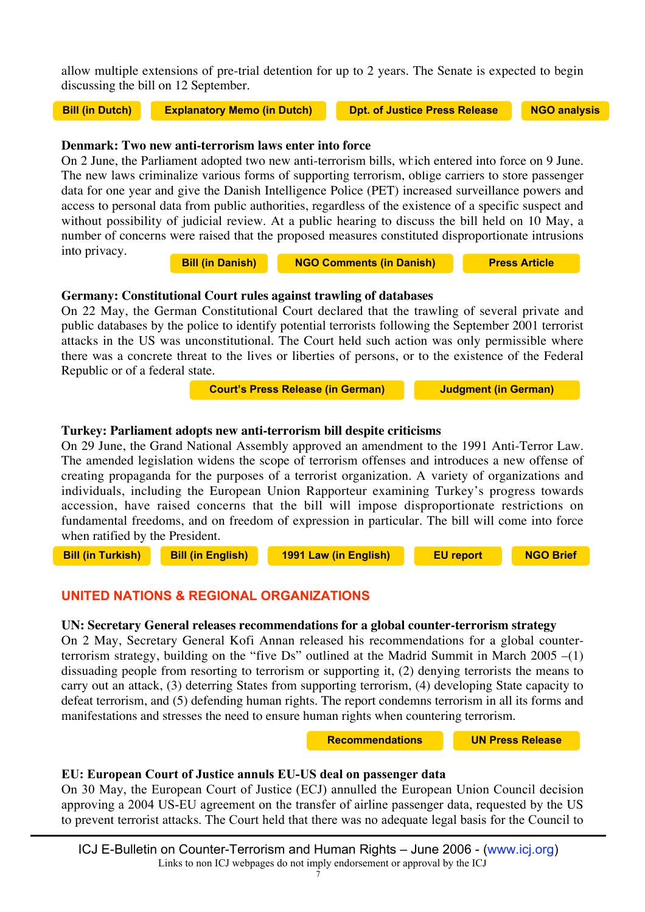allow multiple extensions of pre-trial detention for up to 2 years. The Senate is expected to begin discussing the bill on 12 September.

Bill (in Dutch) | Explanatory Memo (in Dutch) | Dpt. of Justice Press Release | NGO analysis

**Denmark: Two new anti-terrorism laws enter into force**

On 2 June, the Parliament adopted two new anti-terrorism bills, which entered into force on 9 June. The new laws criminalize various forms of supporting terrorism, oblige carriers to store passenger data for one year and give the Danish Intelligence Police (PET) increased surveillance powers and access to personal data from public authorities, regardless of the existence of a specific suspect and without possibility of judicial review. At a public hearing to discuss the bill held on 10 May, a number of concerns were raised that the proposed measures constituted disproportionate intrusions into privacy.

Bill (in Danish) | NGO Comments (in Danish) | Press Article

**Germany: Constitutional Court rules against trawling of databases**

On 22 May, the German Constitutional Court declared that the trawling of several private and public databases by the police to identify potential terrorists following the September 2001 terrorist attacks in the US was unconstitutional. The Court held such action was only permissible where there was a concrete threat to the lives or liberties of persons, or to the existence of the Federal Republic or of a federal state.

Court's Press Release (in German) | Judgment (in German)

**Turkey: Parliament adopts new anti-terrorism bill despite criticisms**

On 29 June, the Grand National Assembly approved an amendment to the 1991 Anti-Terror Law. The amended legislation widens the scope of terrorism offenses and introduces a new offense of creating propaganda for the purposes of a terrorist organization. A variety of organizations and individuals, including the European Union Rapporteur examining Turkey's progress towards accession, have raised concerns that the bill will impose disproportionate restrictions on fundamental freedoms, and on freedom of expression in particular. The bill will come into force when ratified by the President.

Bill (in Turkish) | Bill (in English) | 1991 Law (in English) | EU report | NGO Brief

## UNITED NATIONS & REGIONAL ORGANIZATIONS

**UN: Secretary General releases recommendations for a global counter-terrorism strategy**

On 2 May, Secretary General Kofi Annan released his recommendations for a global counter-terrorism strategy, building on the "five Ds" outlined at the Madrid Summit in March 2005 –(1) dissuading people from resorting to terrorism or supporting it, (2) denying terrorists the means to carry out an attack, (3) deterring States from supporting terrorism, (4) developing State capacity to defeat terrorism, and (5) defending human rights. The report condemns terrorism in all its forms and manifestations and stresses the need to ensure human rights when countering terrorism.

Recommendations | UN Press Release

**EU: European Court of Justice annuls EU-US deal on passenger data**

On 30 May, the European Court of Justice (ECJ) annulled the European Union Council decision approving a 2004 US-EU agreement on the transfer of airline passenger data, requested by the US to prevent terrorist attacks. The Court held that there was no adequate legal basis for the Council to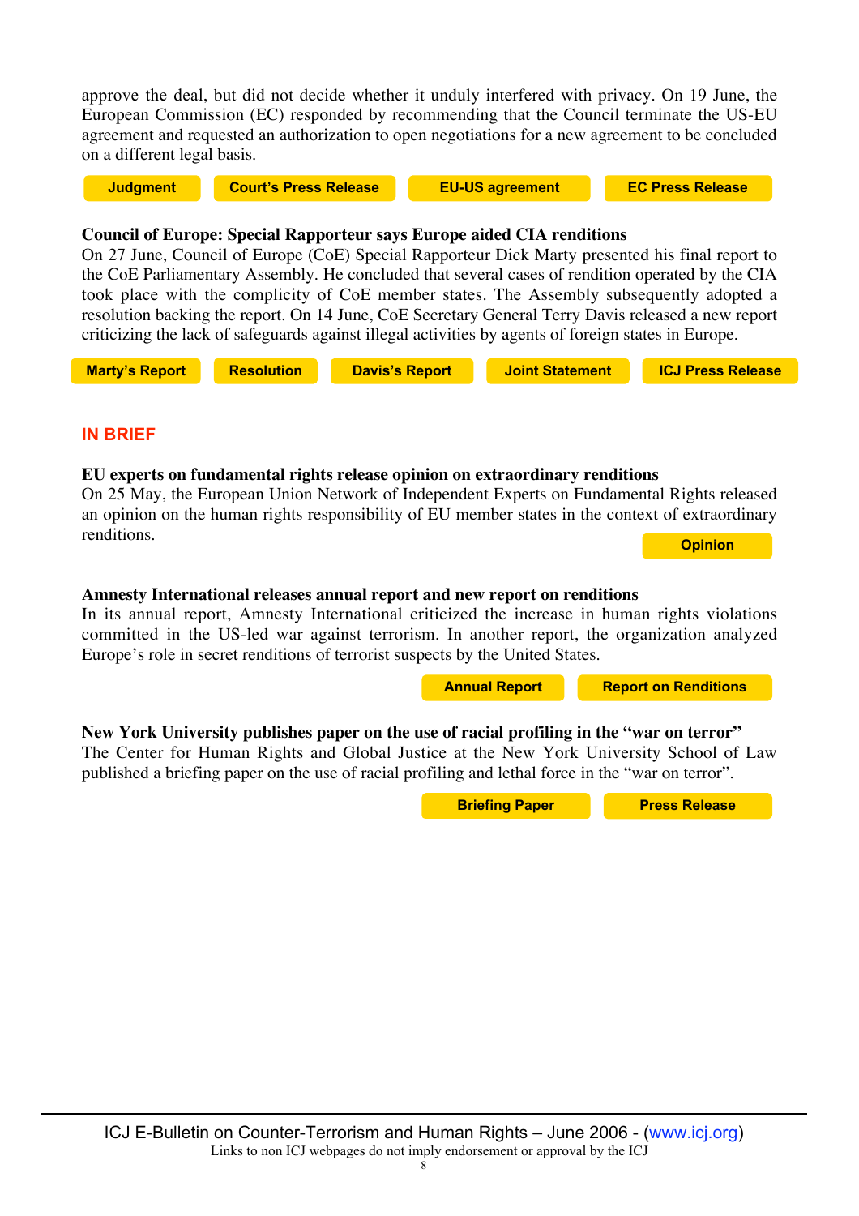approve the deal, but did not decide whether it unduly interfered with privacy. On 19 June, the European Commission (EC) responded by recommending that the Council terminate the US-EU agreement and requested an authorization to open negotiations for a new agreement to be concluded on a different legal basis.

Judgment | Court's Press Release | EU-US agreement | EC Press Release

**Council of Europe: Special Rapporteur says Europe aided CIA renditions**

On 27 June, Council of Europe (CoE) Special Rapporteur Dick Marty presented his final report to the CoE Parliamentary Assembly. He concluded that several cases of rendition operated by the CIA took place with the complicity of CoE member states. The Assembly subsequently adopted a resolution backing the report. On 14 June, CoE Secretary General Terry Davis released a new report criticizing the lack of safeguards against illegal activities by agents of foreign states in Europe.

Marty's Report | Resolution | Davis's Report | Joint Statement | ICJ Press Release

## IN BRIEF

**EU experts on fundamental rights release opinion on extraordinary renditions**

On 25 May, the European Union Network of Independent Experts on Fundamental Rights released an opinion on the human rights responsibility of EU member states in the context of extraordinary renditions.

Opinion

**Amnesty International releases annual report and new report on renditions**

In its annual report, Amnesty International criticized the increase in human rights violations committed in the US-led war against terrorism. In another report, the organization analyzed Europe's role in secret renditions of terrorist suspects by the United States.

Annual Report | Report on Renditions

**New York University publishes paper on the use of racial profiling in the "war on terror"**

The Center for Human Rights and Global Justice at the New York University School of Law published a briefing paper on the use of racial profiling and lethal force in the "war on terror".

Briefing Paper | Press Release